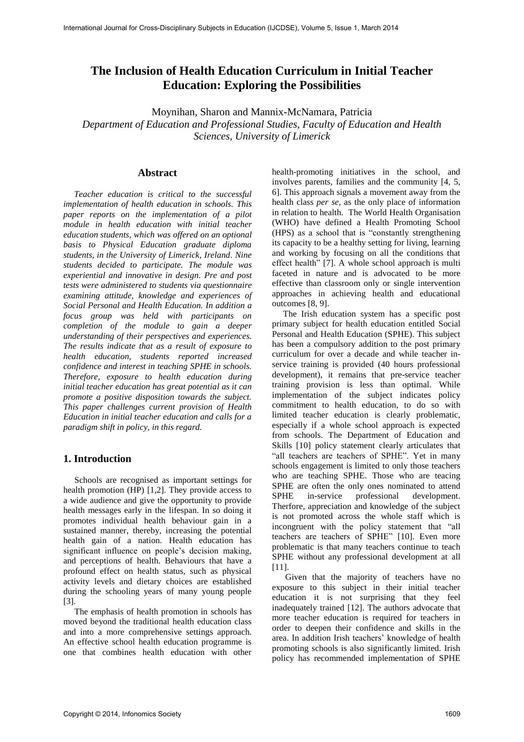# The Inclusion of Health Education Curriculum in Initial Teacher Education: Exploring the Possibilities

Moynihan, Sharon and Mannix-McNamara, Patricia

*Department of Education and Professional Studies, Faculty of Education and Health Sciences, University of Limerick*

## Abstract

*Teacher education is critical to the successful implementation of health education in schools. This paper reports on the implementation of a pilot module in health education with initial teacher education students, which was offered on an optional basis to Physical Education graduate diploma students, in the University of Limerick, Ireland. Nine students decided to participate. The module was experiential and innovative in design. Pre and post tests were administered to students via questionnaire examining attitude, knowledge and experiences of Social Personal and Health Education. In addition a focus group was held with participants on completion of the module to gain a deeper understanding of their perspectives and experiences. The results indicate that as a result of exposure to health education, students reported increased confidence and interest in teaching SPHE in schools. Therefore, exposure to health education during initial teacher education has great potential as it can promote a positive disposition towards the subject. This paper challenges current provision of Health Education in initial teacher education and calls for a paradigm shift in policy, in this regard.*

## 1. Introduction

Schools are recognised as important settings for health promotion (HP) [1,2]. They provide access to a wide audience and give the opportunity to provide health messages early in the lifespan. In so doing it promotes individual health behaviour gain in a sustained manner, thereby, increasing the potential health gain of a nation. Health education has significant influence on people's decision making, and perceptions of health. Behaviours that have a profound effect on health status, such as physical activity levels and dietary choices are established during the schooling years of many young people [3].

The emphasis of health promotion in schools has moved beyond the traditional health education class and into a more comprehensive settings approach. An effective school health education programme is one that combines health education with other health-promoting initiatives in the school, and involves parents, families and the community [4, 5, 6]. This approach signals a movement away from the health class *per se*, as the only place of information in relation to health. The World Health Organisation (WHO) have defined a Health Promoting School (HPS) as a school that is "constantly strengthening its capacity to be a healthy setting for living, learning and working by focusing on all the conditions that effect health" [7]. A whole school approach is multi faceted in nature and is advocated to be more effective than classroom only or single intervention approaches in achieving health and educational outcomes [8, 9].

The Irish education system has a specific post primary subject for health education entitled Social Personal and Health Education (SPHE). This subject has been a compulsory addition to the post primary curriculum for over a decade and while teacher in-service training is provided (40 hours professional development), it remains that pre-service teacher training provision is less than optimal. While implementation of the subject indicates policy commitment to health education, to do so with limited teacher education is clearly problematic, especially if a whole school approach is expected from schools. The Department of Education and Skills [10] policy statement clearly articulates that "all teachers are teachers of SPHE". Yet in many schools engagement is limited to only those teachers who are teaching SPHE. Those who are teacing SPHE are often the only ones nominated to attend SPHE in-service professional development. Therfore, appreciation and knowledge of the subject is not promoted across the whole staff which is incongruent with the policy statement that "all teachers are teachers of SPHE" [10]. Even more problematic is that many teachers continue to teach SPHE without any professional development at all [11].

Given that the majority of teachers have no exposure to this subject in their initial teacher education it is not surprising that they feel inadequately trained [12]. The authors advocate that more teacher education is required for teachers in order to deepen their confidence and skills in the area. In addition Irish teachers' knowledge of health promoting schools is also significantly limited. Irish policy has recommended implementation of SPHE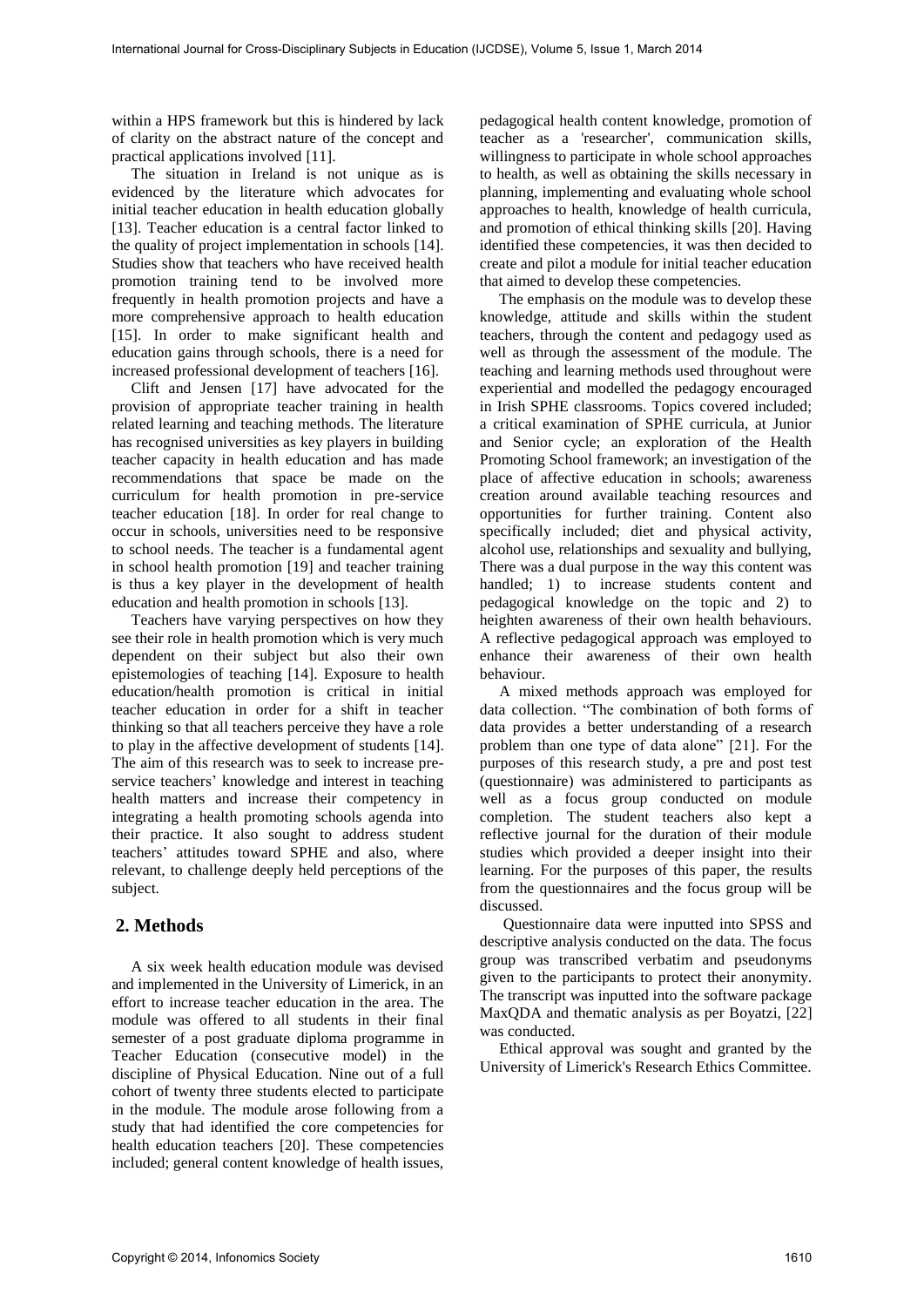within a HPS framework but this is hindered by lack of clarity on the abstract nature of the concept and practical applications involved [11].

The situation in Ireland is not unique as is evidenced by the literature which advocates for initial teacher education in health education globally [13]. Teacher education is a central factor linked to the quality of project implementation in schools [14]. Studies show that teachers who have received health promotion training tend to be involved more frequently in health promotion projects and have a more comprehensive approach to health education [15]. In order to make significant health and education gains through schools, there is a need for increased professional development of teachers [16].

Clift and Jensen [17] have advocated for the provision of appropriate teacher training in health related learning and teaching methods. The literature has recognised universities as key players in building teacher capacity in health education and has made recommendations that space be made on the curriculum for health promotion in pre-service teacher education [18]. In order for real change to occur in schools, universities need to be responsive to school needs. The teacher is a fundamental agent in school health promotion [19] and teacher training is thus a key player in the development of health education and health promotion in schools [13].

Teachers have varying perspectives on how they see their role in health promotion which is very much dependent on their subject but also their own epistemologies of teaching [14]. Exposure to health education/health promotion is critical in initial teacher education in order for a shift in teacher thinking so that all teachers perceive they have a role to play in the affective development of students [14]. The aim of this research was to seek to increase pre-service teachers' knowledge and interest in teaching health matters and increase their competency in integrating a health promoting schools agenda into their practice. It also sought to address student teachers' attitudes toward SPHE and also, where relevant, to challenge deeply held perceptions of the subject.

## 2. Methods

A six week health education module was devised and implemented in the University of Limerick, in an effort to increase teacher education in the area. The module was offered to all students in their final semester of a post graduate diploma programme in Teacher Education (consecutive model) in the discipline of Physical Education. Nine out of a full cohort of twenty three students elected to participate in the module. The module arose following from a study that had identified the core competencies for health education teachers [20]. These competencies included; general content knowledge of health issues, pedagogical health content knowledge, promotion of teacher as a 'researcher', communication skills, willingness to participate in whole school approaches to health, as well as obtaining the skills necessary in planning, implementing and evaluating whole school approaches to health, knowledge of health curricula, and promotion of ethical thinking skills [20]. Having identified these competencies, it was then decided to create and pilot a module for initial teacher education that aimed to develop these competencies.

The emphasis on the module was to develop these knowledge, attitude and skills within the student teachers, through the content and pedagogy used as well as through the assessment of the module. The teaching and learning methods used throughout were experiential and modelled the pedagogy encouraged in Irish SPHE classrooms. Topics covered included; a critical examination of SPHE curricula, at Junior and Senior cycle; an exploration of the Health Promoting School framework; an investigation of the place of affective education in schools; awareness creation around available teaching resources and opportunities for further training. Content also specifically included; diet and physical activity, alcohol use, relationships and sexuality and bullying, There was a dual purpose in the way this content was handled; 1) to increase students content and pedagogical knowledge on the topic and 2) to heighten awareness of their own health behaviours. A reflective pedagogical approach was employed to enhance their awareness of their own health behaviour.

A mixed methods approach was employed for data collection. "The combination of both forms of data provides a better understanding of a research problem than one type of data alone" [21]. For the purposes of this research study, a pre and post test (questionnaire) was administered to participants as well as a focus group conducted on module completion. The student teachers also kept a reflective journal for the duration of their module studies which provided a deeper insight into their learning. For the purposes of this paper, the results from the questionnaires and the focus group will be discussed.

Questionnaire data were inputted into SPSS and descriptive analysis conducted on the data. The focus group was transcribed verbatim and pseudonyms given to the participants to protect their anonymity. The transcript was inputted into the software package MaxQDA and thematic analysis as per Boyatzi, [22] was conducted.

Ethical approval was sought and granted by the University of Limerick's Research Ethics Committee.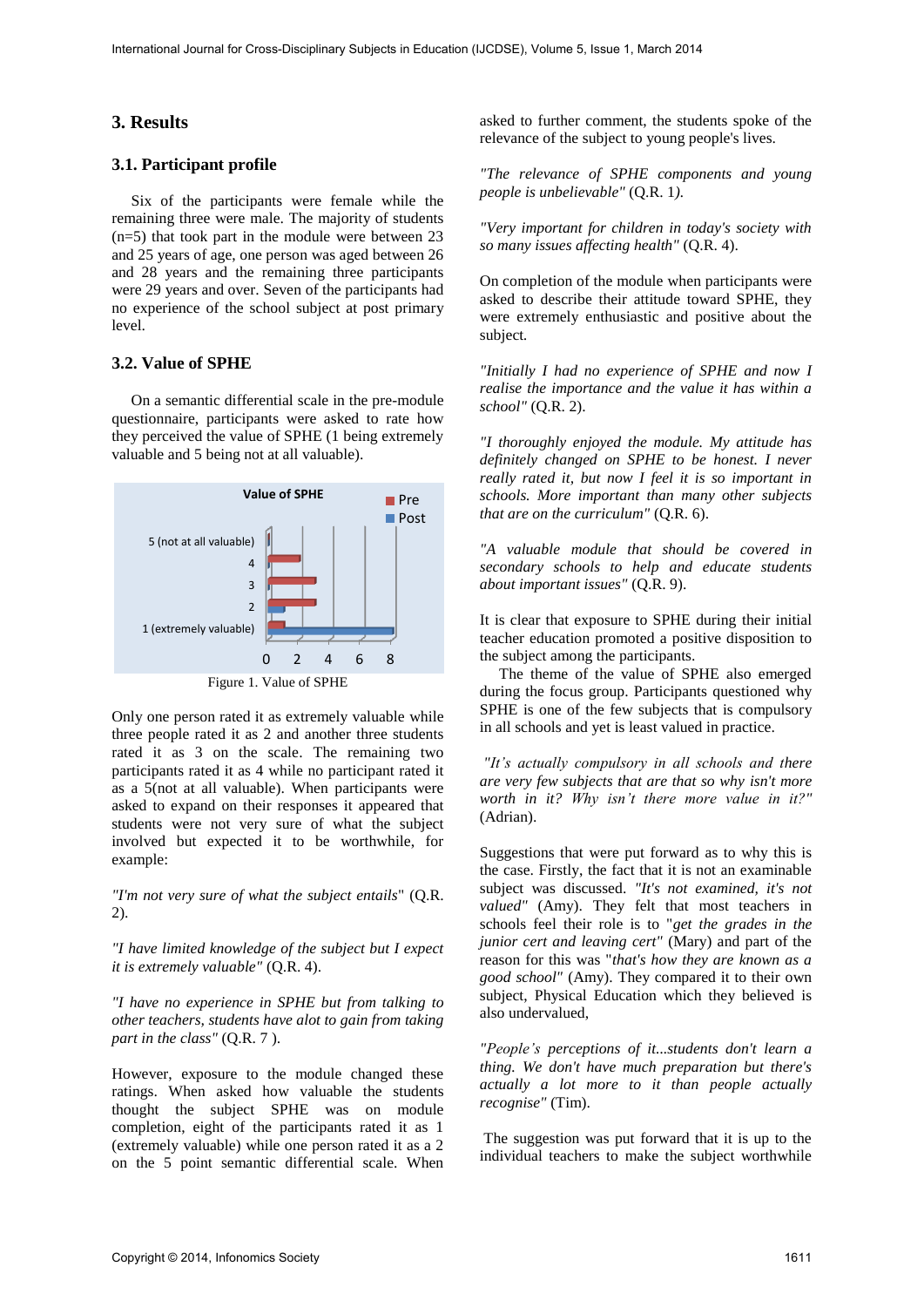## 3. Results

### 3.1. Participant profile

Six of the participants were female while the remaining three were male. The majority of students (n=5) that took part in the module were between 23 and 25 years of age, one person was aged between 26 and 28 years and the remaining three participants were 29 years and over. Seven of the participants had no experience of the school subject at post primary level.

### 3.2. Value of SPHE

On a semantic differential scale in the pre-module questionnaire, participants were asked to rate how they perceived the value of SPHE (1 being extremely valuable and 5 being not at all valuable).

Figure 1. Value of SPHE

Only one person rated it as extremely valuable while three people rated it as 2 and another three students rated it as 3 on the scale. The remaining two participants rated it as 4 while no participant rated it as a 5(not at all valuable). When participants were asked to expand on their responses it appeared that students were not very sure of what the subject involved but expected it to be worthwhile, for example:

*"I'm not very sure of what the subject entails*" (Q.R. 2).

*"I have limited knowledge of the subject but I expect it is extremely valuable"* (Q.R. 4).

*"I have no experience in SPHE but from talking to other teachers, students have alot to gain from taking part in the class"* (Q.R. 7 ).

However, exposure to the module changed these ratings. When asked how valuable the students thought the subject SPHE was on module completion, eight of the participants rated it as 1 (extremely valuable) while one person rated it as a 2 on the 5 point semantic differential scale. When asked to further comment, the students spoke of the relevance of the subject to young people's lives.

*"The relevance of SPHE components and young people is unbelievable"* (Q.R. 1).

*"Very important for children in today's society with so many issues affecting health"* (Q.R. 4).

On completion of the module when participants were asked to describe their attitude toward SPHE, they were extremely enthusiastic and positive about the subject.

*"Initially I had no experience of SPHE and now I realise the importance and the value it has within a school"* (Q.R. 2).

*"I thoroughly enjoyed the module. My attitude has definitely changed on SPHE to be honest. I never really rated it, but now I feel it is so important in schools. More important than many other subjects that are on the curriculum"* (Q.R. 6).

*"A valuable module that should be covered in secondary schools to help and educate students about important issues"* (Q.R. 9).

It is clear that exposure to SPHE during their initial teacher education promoted a positive disposition to the subject among the participants.

The theme of the value of SPHE also emerged during the focus group. Participants questioned why SPHE is one of the few subjects that is compulsory in all schools and yet is least valued in practice.

*"It's actually compulsory in all schools and there are very few subjects that are that so why isn't more worth in it? Why isn't there more value in it?"* (Adrian).

Suggestions that were put forward as to why this is the case. Firstly, the fact that it is not an examinable subject was discussed. *"It's not examined, it's not valued"* (Amy). They felt that most teachers in schools feel their role is to "*get the grades in the junior cert and leaving cert"* (Mary) and part of the reason for this was "*that's how they are known as a good school"* (Amy). They compared it to their own subject, Physical Education which they believed is also undervalued,

*"People's perceptions of it...students don't learn a thing. We don't have much preparation but there's actually a lot more to it than people actually recognise"* (Tim).

The suggestion was put forward that it is up to the individual teachers to make the subject worthwhile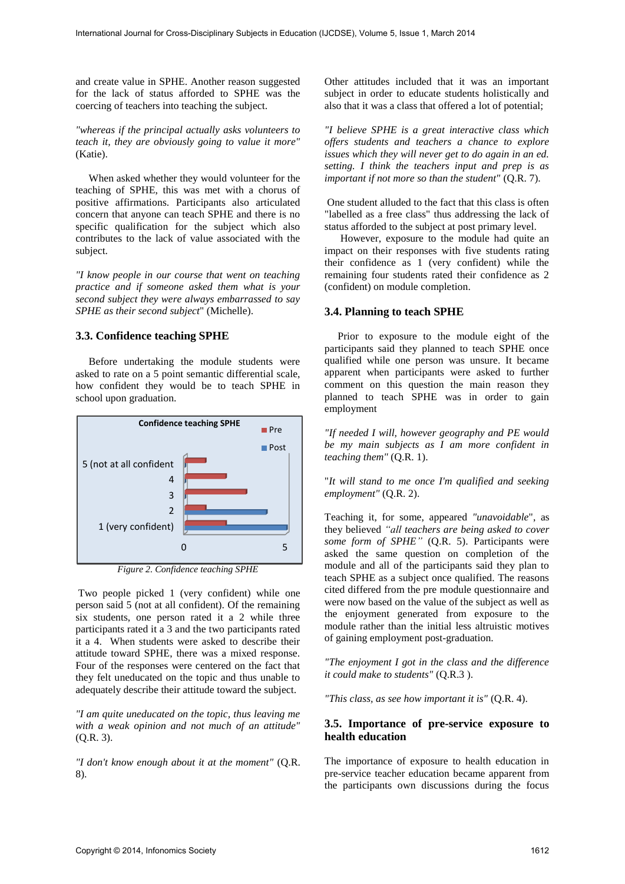and create value in SPHE. Another reason suggested for the lack of status afforded to SPHE was the coercing of teachers into teaching the subject.

*"whereas if the principal actually asks volunteers to teach it, they are obviously going to value it more"* (Katie).

When asked whether they would volunteer for the teaching of SPHE, this was met with a chorus of positive affirmations. Participants also articulated concern that anyone can teach SPHE and there is no specific qualification for the subject which also contributes to the lack of value associated with the subject.

*"I know people in our course that went on teaching practice and if someone asked them what is your second subject they were always embarrassed to say SPHE as their second subject*" (Michelle).

### 3.3. Confidence teaching SPHE

Before undertaking the module students were asked to rate on a 5 point semantic differential scale, how confident they would be to teach SPHE in school upon graduation.

*Figure 2. Confidence teaching SPHE*

Two people picked 1 (very confident) while one person said 5 (not at all confident). Of the remaining six students, one person rated it a 2 while three participants rated it a 3 and the two participants rated it a 4. When students were asked to describe their attitude toward SPHE, there was a mixed response. Four of the responses were centered on the fact that they felt uneducated on the topic and thus unable to adequately describe their attitude toward the subject.

*"I am quite uneducated on the topic, thus leaving me with a weak opinion and not much of an attitude"* (Q.R. 3).

*"I don't know enough about it at the moment"* (Q.R. 8).

Other attitudes included that it was an important subject in order to educate students holistically and also that it was a class that offered a lot of potential;

*"I believe SPHE is a great interactive class which offers students and teachers a chance to explore issues which they will never get to do again in an ed. setting. I think the teachers input and prep is as important if not more so than the student"* (Q.R. 7).

One student alluded to the fact that this class is often "labelled as a free class" thus addressing the lack of status afforded to the subject at post primary level.

However, exposure to the module had quite an impact on their responses with five students rating their confidence as 1 (very confident) while the remaining four students rated their confidence as 2 (confident) on module completion.

### 3.4. Planning to teach SPHE

Prior to exposure to the module eight of the participants said they planned to teach SPHE once qualified while one person was unsure. It became apparent when participants were asked to further comment on this question the main reason they planned to teach SPHE was in order to gain employment

*"If needed I will, however geography and PE would be my main subjects as I am more confident in teaching them"* (Q.R. 1).

"*It will stand to me once I'm qualified and seeking employment"* (Q.R. 2).

Teaching it, for some, appeared *"unavoidable*", as they believed *"all teachers are being asked to cover some form of SPHE"* (Q.R. 5). Participants were asked the same question on completion of the module and all of the participants said they plan to teach SPHE as a subject once qualified. The reasons cited differed from the pre module questionnaire and were now based on the value of the subject as well as the enjoyment generated from exposure to the module rather than the initial less altruistic motives of gaining employment post-graduation.

*"The enjoyment I got in the class and the difference it could make to students"* (Q.R.3 ).

*"This class, as see how important it is"* (Q.R. 4).

### 3.5. Importance of pre-service exposure to health education

The importance of exposure to health education in pre-service teacher education became apparent from the participants own discussions during the focus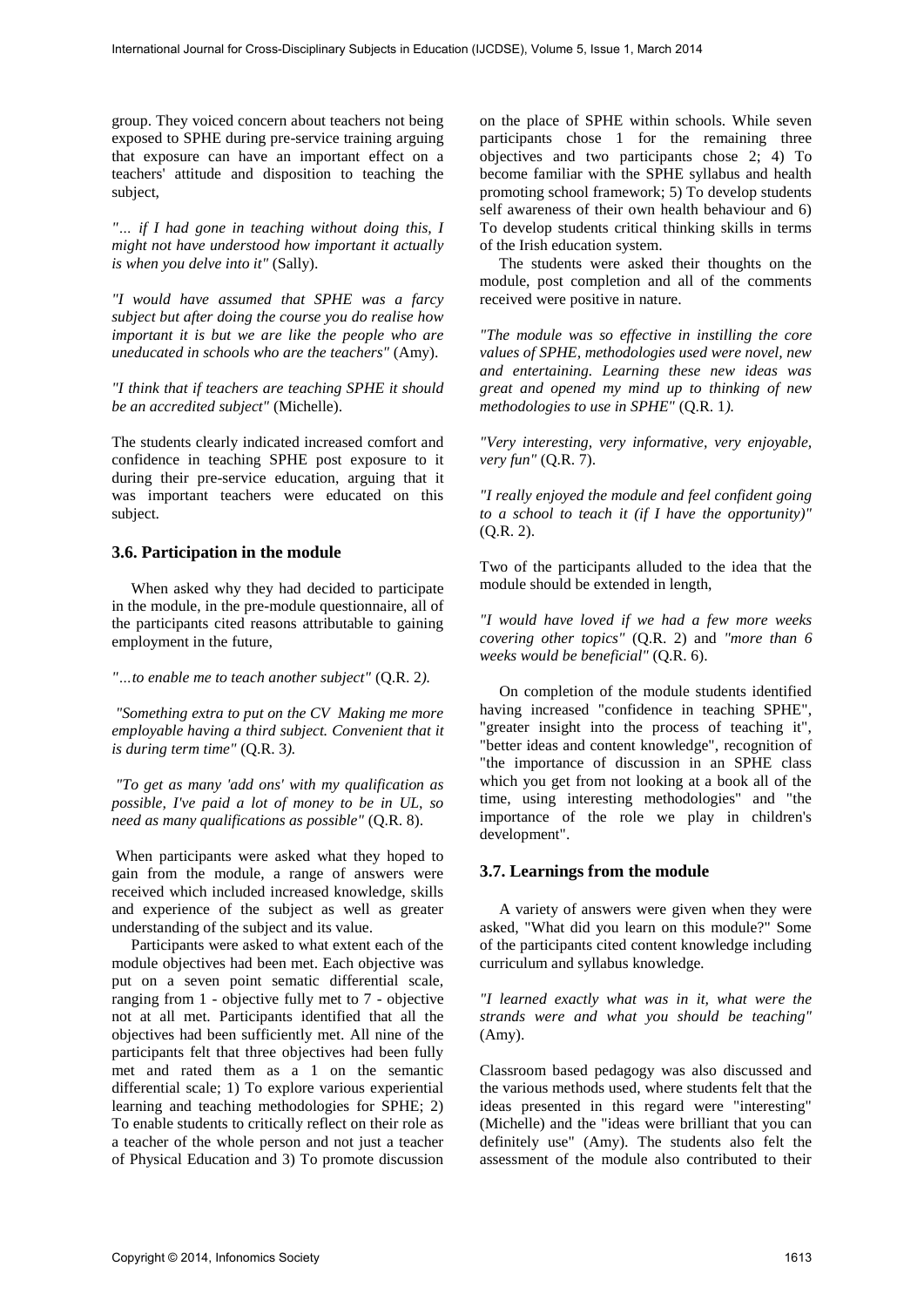group. They voiced concern about teachers not being exposed to SPHE during pre-service training arguing that exposure can have an important effect on a teachers' attitude and disposition to teaching the subject,

*"... if I had gone in teaching without doing this, I might not have understood how important it actually is when you delve into it"* (Sally).

*"I would have assumed that SPHE was a farcy subject but after doing the course you do realise how important it is but we are like the people who are uneducated in schools who are the teachers"* (Amy).

*"I think that if teachers are teaching SPHE it should be an accredited subject"* (Michelle).

The students clearly indicated increased comfort and confidence in teaching SPHE post exposure to it during their pre-service education, arguing that it was important teachers were educated on this subject.

### 3.6. Participation in the module

When asked why they had decided to participate in the module, in the pre-module questionnaire, all of the participants cited reasons attributable to gaining employment in the future,

*"…to enable me to teach another subject"* (Q.R. 2).

*"Something extra to put on the CV Making me more employable having a third subject. Convenient that it is during term time"* (Q.R. 3).

*"To get as many 'add ons' with my qualification as possible, I've paid a lot of money to be in UL, so need as many qualifications as possible"* (Q.R. 8).

When participants were asked what they hoped to gain from the module, a range of answers were received which included increased knowledge, skills and experience of the subject as well as greater understanding of the subject and its value.

Participants were asked to what extent each of the module objectives had been met. Each objective was put on a seven point sematic differential scale, ranging from 1 - objective fully met to 7 - objective not at all met. Participants identified that all the objectives had been sufficiently met. All nine of the participants felt that three objectives had been fully met and rated them as a 1 on the semantic differential scale; 1) To explore various experiential learning and teaching methodologies for SPHE; 2) To enable students to critically reflect on their role as a teacher of the whole person and not just a teacher of Physical Education and 3) To promote discussion on the place of SPHE within schools. While seven participants chose 1 for the remaining three objectives and two participants chose 2; 4) To become familiar with the SPHE syllabus and health promoting school framework; 5) To develop students self awareness of their own health behaviour and 6) To develop students critical thinking skills in terms of the Irish education system.

The students were asked their thoughts on the module, post completion and all of the comments received were positive in nature.

*"The module was so effective in instilling the core values of SPHE, methodologies used were novel, new and entertaining. Learning these new ideas was great and opened my mind up to thinking of new methodologies to use in SPHE"* (Q.R. 1).

*"Very interesting, very informative, very enjoyable, very fun"* (Q.R. 7).

*"I really enjoyed the module and feel confident going to a school to teach it (if I have the opportunity)"* (Q.R. 2).

Two of the participants alluded to the idea that the module should be extended in length,

*"I would have loved if we had a few more weeks covering other topics"* (Q.R. 2) and *"more than 6 weeks would be beneficial"* (Q.R. 6).

On completion of the module students identified having increased "confidence in teaching SPHE", "greater insight into the process of teaching it", "better ideas and content knowledge", recognition of "the importance of discussion in an SPHE class which you get from not looking at a book all of the time, using interesting methodologies" and "the importance of the role we play in children's development".

### 3.7. Learnings from the module

A variety of answers were given when they were asked, "What did you learn on this module?" Some of the participants cited content knowledge including curriculum and syllabus knowledge.

*"I learned exactly what was in it, what were the strands were and what you should be teaching"* (Amy).

Classroom based pedagogy was also discussed and the various methods used, where students felt that the ideas presented in this regard were "interesting" (Michelle) and the "ideas were brilliant that you can definitely use" (Amy). The students also felt the assessment of the module also contributed to their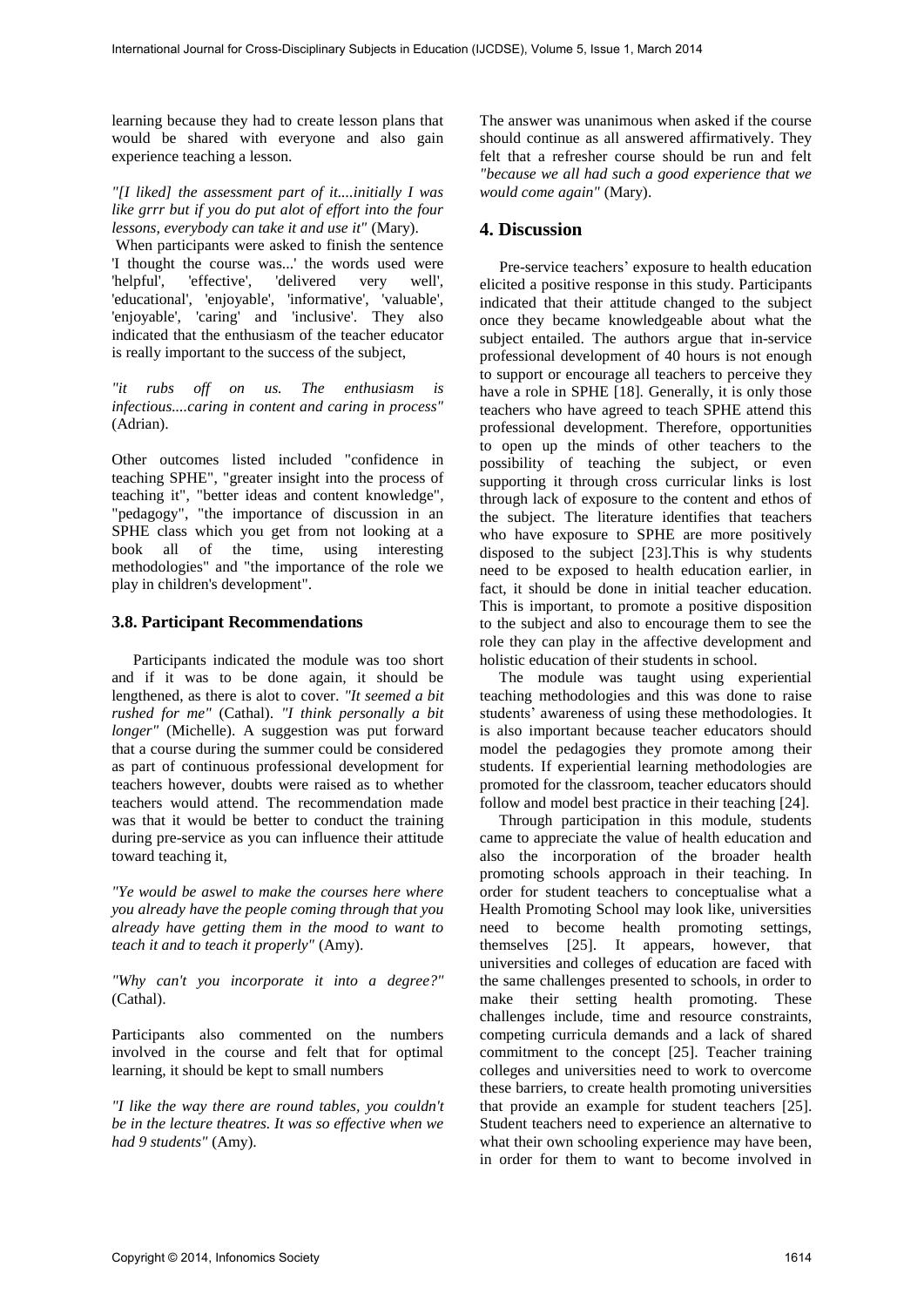learning because they had to create lesson plans that would be shared with everyone and also gain experience teaching a lesson.

*"[I liked] the assessment part of it....initially I was like grrr but if you do put alot of effort into the four lessons, everybody can take it and use it"* (Mary).

When participants were asked to finish the sentence 'I thought the course was...' the words used were 'helpful', 'effective', 'delivered very well', 'educational', 'enjoyable', 'informative', 'valuable', 'enjoyable', 'caring' and 'inclusive'. They also indicated that the enthusiasm of the teacher educator is really important to the success of the subject,

*"it rubs off on us. The enthusiasm is infectious....caring in content and caring in process"* (Adrian).

Other outcomes listed included "confidence in teaching SPHE", "greater insight into the process of teaching it", "better ideas and content knowledge", "pedagogy", "the importance of discussion in an SPHE class which you get from not looking at a book all of the time, using interesting methodologies" and "the importance of the role we play in children's development".

### 3.8. Participant Recommendations

Participants indicated the module was too short and if it was to be done again, it should be lengthened, as there is alot to cover. *"It seemed a bit rushed for me"* (Cathal). *"I think personally a bit longer"* (Michelle). A suggestion was put forward that a course during the summer could be considered as part of continuous professional development for teachers however, doubts were raised as to whether teachers would attend. The recommendation made was that it would be better to conduct the training during pre-service as you can influence their attitude toward teaching it,

*"Ye would be aswel to make the courses here where you already have the people coming through that you already have getting them in the mood to want to teach it and to teach it properly"* (Amy).

*"Why can't you incorporate it into a degree?"* (Cathal).

Participants also commented on the numbers involved in the course and felt that for optimal learning, it should be kept to small numbers

*"I like the way there are round tables, you couldn't be in the lecture theatres. It was so effective when we had 9 students"* (Amy).

The answer was unanimous when asked if the course should continue as all answered affirmatively. They felt that a refresher course should be run and felt *"because we all had such a good experience that we would come again"* (Mary).

## 4. Discussion

Pre-service teachers' exposure to health education elicited a positive response in this study. Participants indicated that their attitude changed to the subject once they became knowledgeable about what the subject entailed. The authors argue that in-service professional development of 40 hours is not enough to support or encourage all teachers to perceive they have a role in SPHE [18]. Generally, it is only those teachers who have agreed to teach SPHE attend this professional development. Therefore, opportunities to open up the minds of other teachers to the possibility of teaching the subject, or even supporting it through cross curricular links is lost through lack of exposure to the content and ethos of the subject. The literature identifies that teachers who have exposure to SPHE are more positively disposed to the subject [23].This is why students need to be exposed to health education earlier, in fact, it should be done in initial teacher education. This is important, to promote a positive disposition to the subject and also to encourage them to see the role they can play in the affective development and holistic education of their students in school.

The module was taught using experiential teaching methodologies and this was done to raise students' awareness of using these methodologies. It is also important because teacher educators should model the pedagogies they promote among their students. If experiential learning methodologies are promoted for the classroom, teacher educators should follow and model best practice in their teaching [24].

Through participation in this module, students came to appreciate the value of health education and also the incorporation of the broader health promoting schools approach in their teaching. In order for student teachers to conceptualise what a Health Promoting School may look like, universities need to become health promoting settings, themselves [25]. It appears, however, that universities and colleges of education are faced with the same challenges presented to schools, in order to make their setting health promoting. These challenges include, time and resource constraints, competing curricula demands and a lack of shared commitment to the concept [25]. Teacher training colleges and universities need to work to overcome these barriers, to create health promoting universities that provide an example for student teachers [25]. Student teachers need to experience an alternative to what their own schooling experience may have been, in order for them to want to become involved in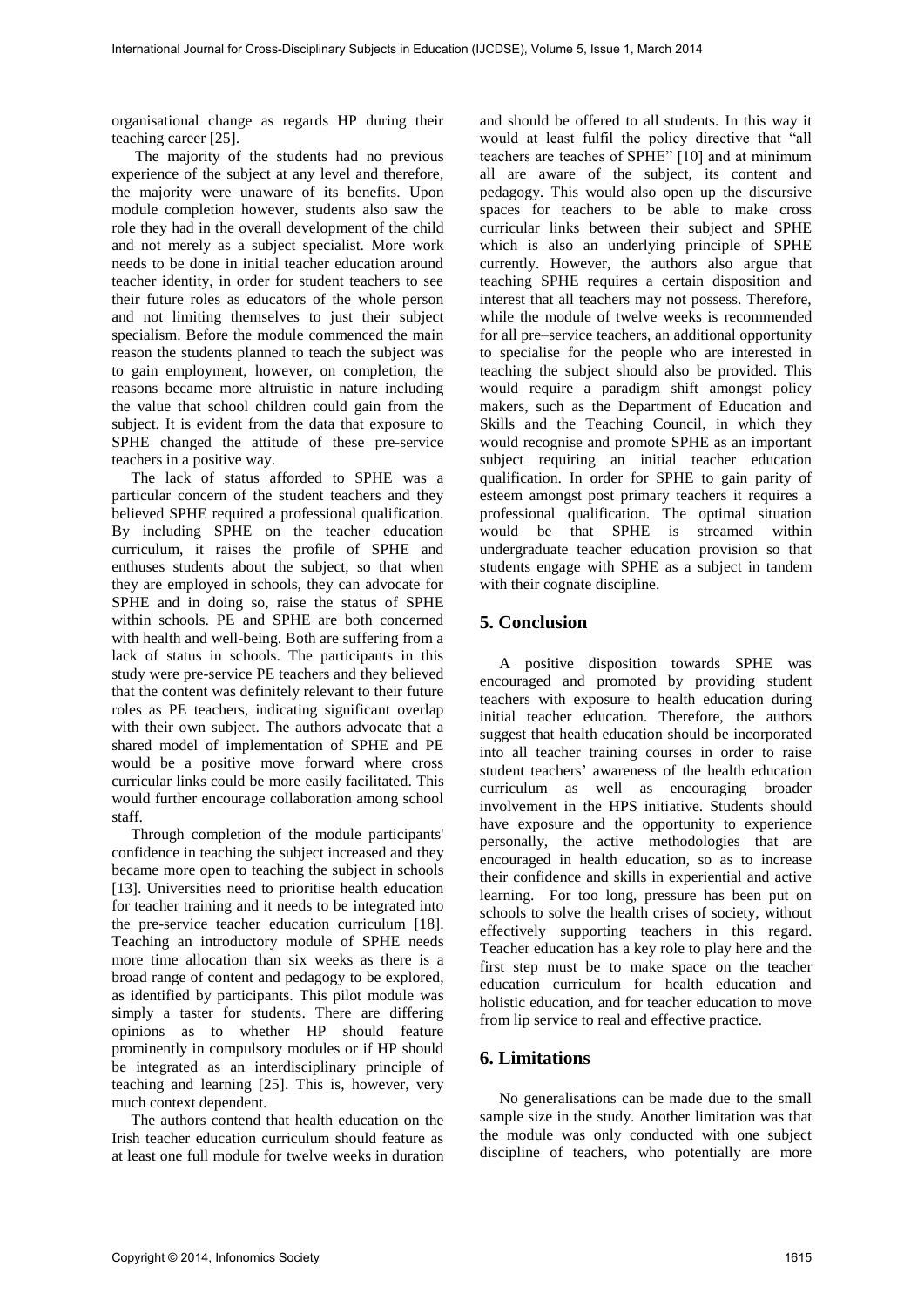organisational change as regards HP during their teaching career [25].

The majority of the students had no previous experience of the subject at any level and therefore, the majority were unaware of its benefits. Upon module completion however, students also saw the role they had in the overall development of the child and not merely as a subject specialist. More work needs to be done in initial teacher education around teacher identity, in order for student teachers to see their future roles as educators of the whole person and not limiting themselves to just their subject specialism. Before the module commenced the main reason the students planned to teach the subject was to gain employment, however, on completion, the reasons became more altruistic in nature including the value that school children could gain from the subject. It is evident from the data that exposure to SPHE changed the attitude of these pre-service teachers in a positive way.

The lack of status afforded to SPHE was a particular concern of the student teachers and they believed SPHE required a professional qualification. By including SPHE on the teacher education curriculum, it raises the profile of SPHE and enthuses students about the subject, so that when they are employed in schools, they can advocate for SPHE and in doing so, raise the status of SPHE within schools. PE and SPHE are both concerned with health and well-being. Both are suffering from a lack of status in schools. The participants in this study were pre-service PE teachers and they believed that the content was definitely relevant to their future roles as PE teachers, indicating significant overlap with their own subject. The authors advocate that a shared model of implementation of SPHE and PE would be a positive move forward where cross curricular links could be more easily facilitated. This would further encourage collaboration among school staff.

Through completion of the module participants' confidence in teaching the subject increased and they became more open to teaching the subject in schools [13]. Universities need to prioritise health education for teacher training and it needs to be integrated into the pre-service teacher education curriculum [18]. Teaching an introductory module of SPHE needs more time allocation than six weeks as there is a broad range of content and pedagogy to be explored, as identified by participants. This pilot module was simply a taster for students. There are differing opinions as to whether HP should feature prominently in compulsory modules or if HP should be integrated as an interdisciplinary principle of teaching and learning [25]. This is, however, very much context dependent.

The authors contend that health education on the Irish teacher education curriculum should feature as at least one full module for twelve weeks in duration and should be offered to all students. In this way it would at least fulfil the policy directive that "all teachers are teaches of SPHE" [10] and at minimum all are aware of the subject, its content and pedagogy. This would also open up the discursive spaces for teachers to be able to make cross curricular links between their subject and SPHE which is also an underlying principle of SPHE currently. However, the authors also argue that teaching SPHE requires a certain disposition and interest that all teachers may not possess. Therefore, while the module of twelve weeks is recommended for all pre–service teachers, an additional opportunity to specialise for the people who are interested in teaching the subject should also be provided. This would require a paradigm shift amongst policy makers, such as the Department of Education and Skills and the Teaching Council, in which they would recognise and promote SPHE as an important subject requiring an initial teacher education qualification. In order for SPHE to gain parity of esteem amongst post primary teachers it requires a professional qualification. The optimal situation would be that SPHE is streamed within undergraduate teacher education provision so that students engage with SPHE as a subject in tandem with their cognate discipline.

## 5. Conclusion

A positive disposition towards SPHE was encouraged and promoted by providing student teachers with exposure to health education during initial teacher education. Therefore, the authors suggest that health education should be incorporated into all teacher training courses in order to raise student teachers' awareness of the health education curriculum as well as encouraging broader involvement in the HPS initiative. Students should have exposure and the opportunity to experience personally, the active methodologies that are encouraged in health education, so as to increase their confidence and skills in experiential and active learning. For too long, pressure has been put on schools to solve the health crises of society, without effectively supporting teachers in this regard. Teacher education has a key role to play here and the first step must be to make space on the teacher education curriculum for health education and holistic education, and for teacher education to move from lip service to real and effective practice.

## 6. Limitations

No generalisations can be made due to the small sample size in the study. Another limitation was that the module was only conducted with one subject discipline of teachers, who potentially are more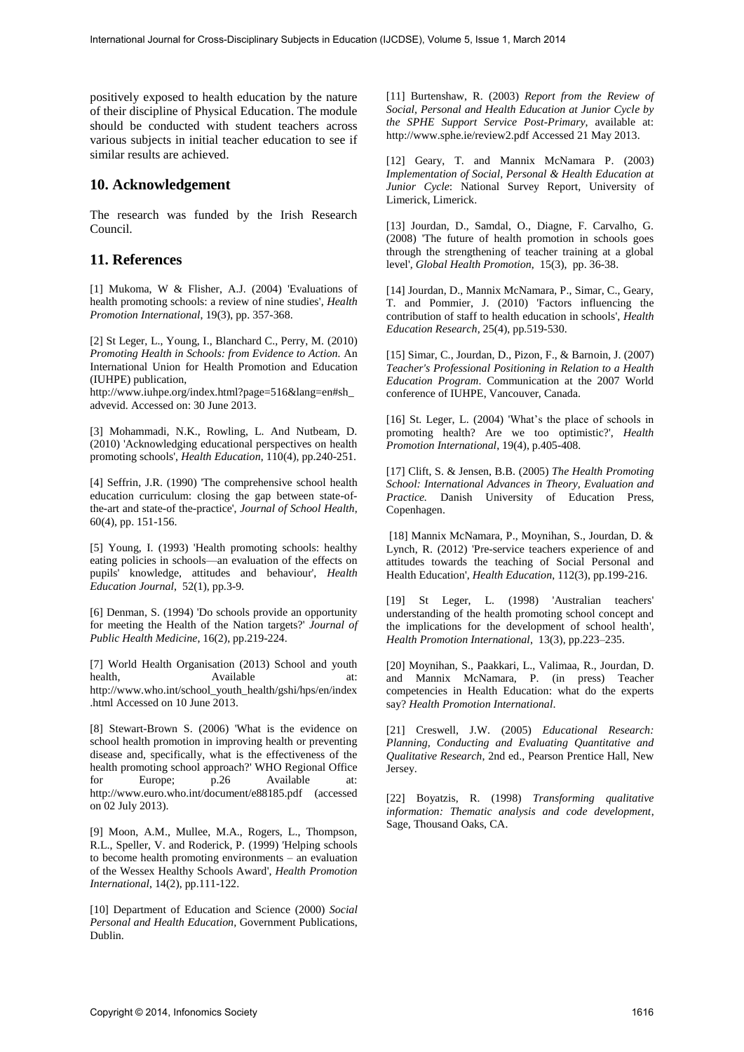positively exposed to health education by the nature of their discipline of Physical Education. The module should be conducted with student teachers across various subjects in initial teacher education to see if similar results are achieved.

## 10. Acknowledgement

The research was funded by the Irish Research Council.

## 11. References

[1] Mukoma, W & Flisher, A.J. (2004) 'Evaluations of health promoting schools: a review of nine studies', *Health Promotion International*, 19(3), pp. 357-368.

[2] St Leger, L., Young, I., Blanchard C., Perry, M. (2010) *Promoting Health in Schools: from Evidence to Action.* An International Union for Health Promotion and Education (IUHPE) publication, http://www.iuhpe.org/index.html?page=516&lang=en#sh_advevid. Accessed on: 30 June 2013.

[3] Mohammadi, N.K., Rowling, L. And Nutbeam, D. (2010) 'Acknowledging educational perspectives on health promoting schools', *Health Education*, 110(4), pp.240-251.

[4] Seffrin, J.R. (1990) 'The comprehensive school health education curriculum: closing the gap between state-of-the-art and state-of the-practice', *Journal of School Health*, 60(4), pp. 151-156.

[5] Young, I. (1993) 'Health promoting schools: healthy eating policies in schools—an evaluation of the effects on pupils' knowledge, attitudes and behaviour', *Health Education Journal*, 52(1), pp.3-9.

[6] Denman, S. (1994) 'Do schools provide an opportunity for meeting the Health of the Nation targets?' *Journal of Public Health Medicine*, 16(2), pp.219-224.

[7] World Health Organisation (2013) School and youth health, Available at: http://www.who.int/school_youth_health/gshi/hps/en/index.html Accessed on 10 June 2013.

[8] Stewart-Brown S. (2006) 'What is the evidence on school health promotion in improving health or preventing disease and, specifically, what is the effectiveness of the health promoting school approach?' WHO Regional Office for Europe; p.26 Available at: http://www.euro.who.int/document/e88185.pdf (accessed on 02 July 2013).

[9] Moon, A.M., Mullee, M.A., Rogers, L., Thompson, R.L., Speller, V. and Roderick, P. (1999) 'Helping schools to become health promoting environments – an evaluation of the Wessex Healthy Schools Award', *Health Promotion International*, 14(2), pp.111-122.

[10] Department of Education and Science (2000) *Social Personal and Health Education,* Government Publications, Dublin.

[11] Burtenshaw, R. (2003) *Report from the Review of Social, Personal and Health Education at Junior Cycle by the SPHE Support Service Post-Primary*, available at: http://www.sphe.ie/review2.pdf Accessed 21 May 2013.

[12] Geary, T. and Mannix McNamara P. (2003) *Implementation of Social, Personal & Health Education at Junior Cycle*: National Survey Report, University of Limerick, Limerick.

[13] Jourdan, D., Samdal, O., Diagne, F. Carvalho, G. (2008) 'The future of health promotion in schools goes through the strengthening of teacher training at a global level', *Global Health Promotion*, 15(3), pp. 36-38.

[14] Jourdan, D., Mannix McNamara, P., Simar, C., Geary, T. and Pommier, J. (2010) 'Factors influencing the contribution of staff to health education in schools', *Health Education Research*, 25(4), pp.519-530.

[15] Simar, C., Jourdan, D., Pizon, F., & Barnoin, J. (2007) *Teacher's Professional Positioning in Relation to a Health Education Program*. Communication at the 2007 World conference of IUHPE, Vancouver, Canada.

[16] St. Leger, L. (2004) 'What's the place of schools in promoting health? Are we too optimistic?', *Health Promotion International*, 19(4), p.405-408.

[17] Clift, S. & Jensen, B.B. (2005) *The Health Promoting School: International Advances in Theory, Evaluation and Practice.* Danish University of Education Press, Copenhagen.

[18] Mannix McNamara, P., Moynihan, S., Jourdan, D. & Lynch, R. (2012) 'Pre-service teachers experience of and attitudes towards the teaching of Social Personal and Health Education', *Health Education*, 112(3), pp.199-216.

[19] St Leger, L. (1998) 'Australian teachers' understanding of the health promoting school concept and the implications for the development of school health', *Health Promotion International*, 13(3), pp.223–235.

[20] Moynihan, S., Paakkari, L., Valimaa, R., Jourdan, D. and Mannix McNamara, P. (in press) Teacher competencies in Health Education: what do the experts say? *Health Promotion International*.

[21] Creswell, J.W. (2005) *Educational Research: Planning, Conducting and Evaluating Quantitative and Qualitative Research*, 2nd ed., Pearson Prentice Hall, New Jersey.

[22] Boyatzis, R. (1998) *Transforming qualitative information: Thematic analysis and code development*, Sage, Thousand Oaks, CA.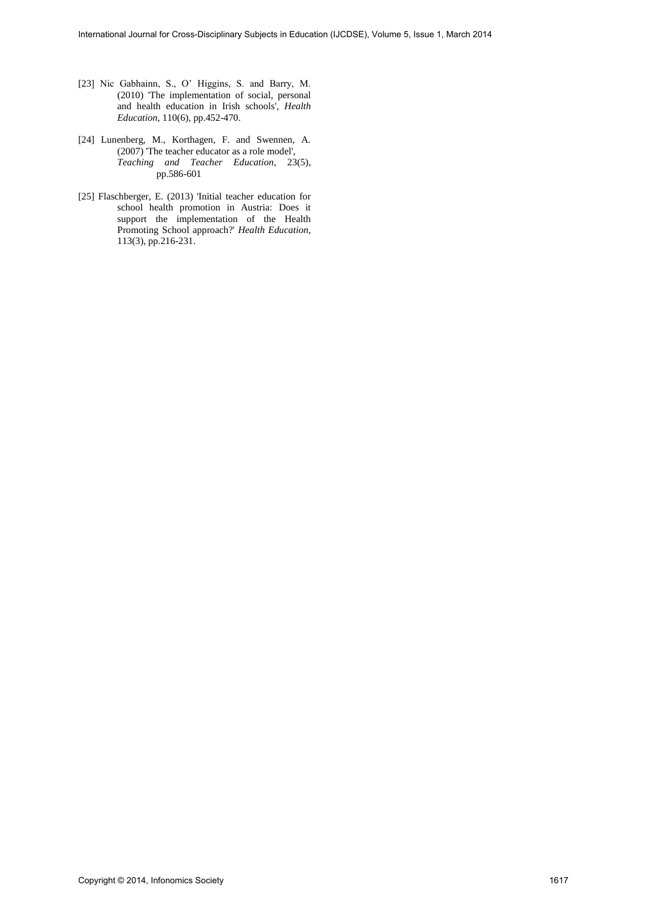[23] Nic Gabhainn, S., O’ Higgins, S. and Barry, M. (2010) 'The implementation of social, personal and health education in Irish schools', *Health Education*, 110(6), pp.452-470.

[24] Lunenberg, M., Korthagen, F. and Swennen, A. (2007) 'The teacher educator as a role model', *Teaching and Teacher Education*, 23(5), pp.586-601

[25] Flaschberger, E. (2013) 'Initial teacher education for school health promotion in Austria: Does it support the implementation of the Health Promoting School approach?' *Health Education*, 113(3), pp.216-231.